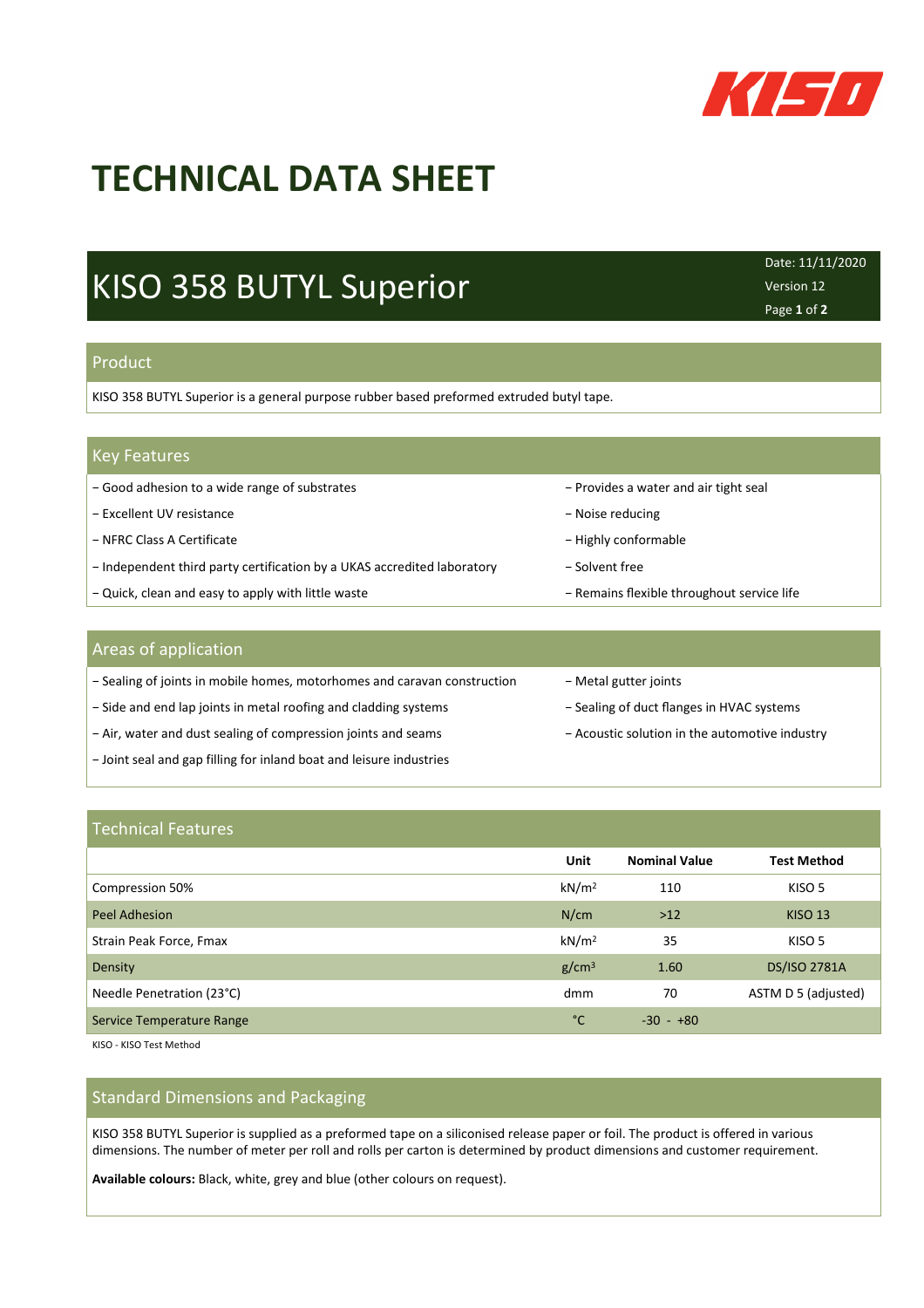# TECHNICAL DATA SHEET

## KISO 358 BUTYL Superior

Date: 11/11/2020
Version 12

### Product

KISO 358 BUTYL Superior is a general purpose rubber based preformed extruded butyl tape.

### Key Features

- Good adhesion to a wide range of substrates
- Excellent UV resistance
- NFRC Class A Certificate
- Independent third party certification by a UKAS accredited laboratory
- Quick, clean and easy to apply with little waste
- Provides a water and air tight seal
- Noise reducing
- Highly conformable
- Solvent free
- Remains flexible throughout service life

### Areas of application

- Sealing of joints in mobile homes, motorhomes and caravan construction
- Side and end lap joints in metal roofing and cladding systems
- Air, water and dust sealing of compression joints and seams
- Joint seal and gap filling for inland boat and leisure industries
- Metal gutter joints
- Sealing of duct flanges in HVAC systems
- Acoustic solution in the automotive industry

### Technical Features

| | Unit | Nominal Value | Test Method |
|---|---|---|---|
| Compression 50% | $kN/m^2$ | 110 | KISO 5 |
| Peel Adhesion | N/cm | >12 | KISO 13 |
| Strain Peak Force, Fmax | $kN/m^2$ | 35 | KISO 5 |
| Density | $g/cm^3$ | 1.60 | DS/ISO 2781A |
| Needle Penetration (23°C) | dmm | 70 | ASTM D 5 (adjusted) |
| Service Temperature Range | °C | -30 - +80 | |

KISO - KISO Test Method

### Standard Dimensions and Packaging

KISO 358 BUTYL Superior is supplied as a preformed tape on a siliconised release paper or foil. The product is offered in various dimensions. The number of meter per roll and rolls per carton is determined by product dimensions and customer requirement.

**Available colours:** Black, white, grey and blue (other colours on request).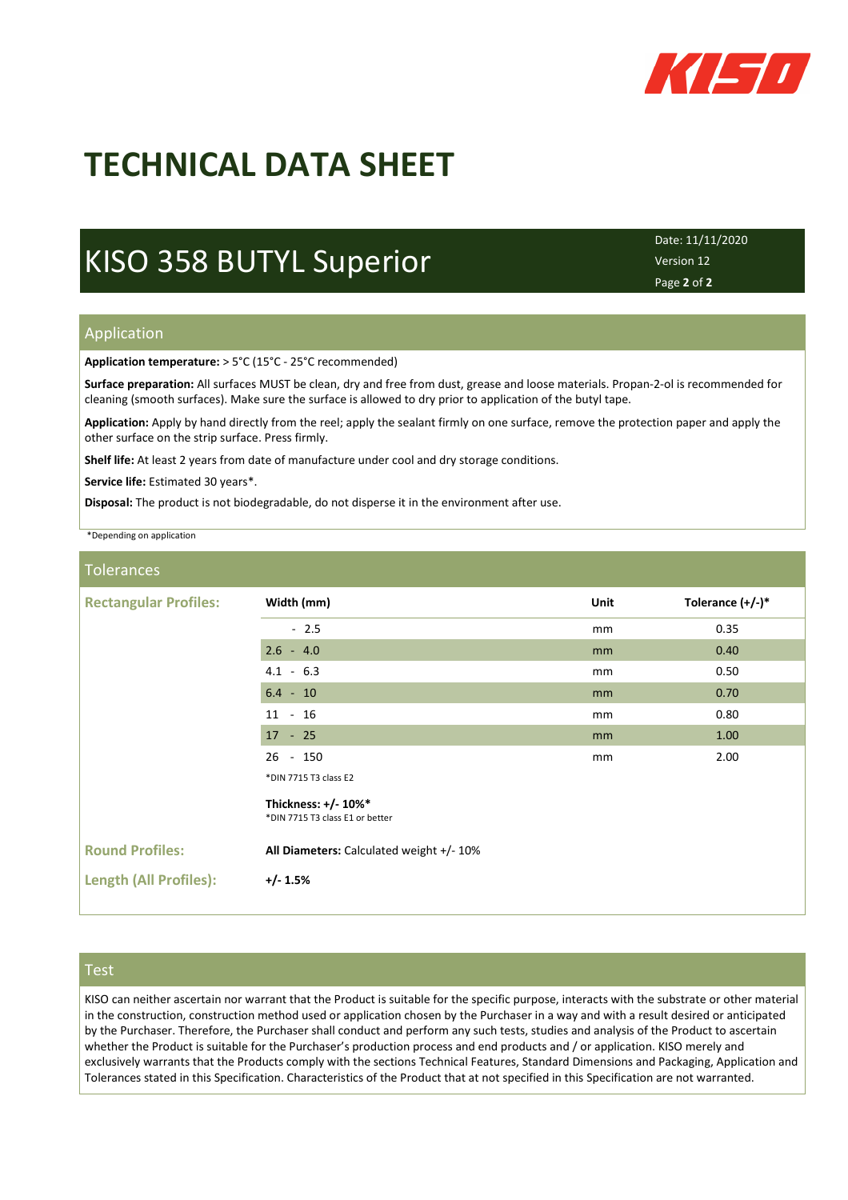# TECHNICAL DATA SHEET

## KISO 358 BUTYL Superior

Date: 11/11/2020
Version 12

### Application

**Application temperature:** > 5°C (15°C - 25°C recommended)

**Surface preparation:** All surfaces MUST be clean, dry and free from dust, grease and loose materials. Propan-2-ol is recommended for cleaning (smooth surfaces). Make sure the surface is allowed to dry prior to application of the butyl tape.

**Application:** Apply by hand directly from the reel; apply the sealant firmly on one surface, remove the protection paper and apply the other surface on the strip surface. Press firmly.

**Shelf life:** At least 2 years from date of manufacture under cool and dry storage conditions.

**Service life:** Estimated 30 years*.

**Disposal:** The product is not biodegradable, do not disperse it in the environment after use.

*Depending on application

### Tolerances

**Rectangular Profiles:**

| Width (mm) | Unit | Tolerance (+/-)* |
|---|---|---|
| - 2.5 | mm | 0.35 |
| 2.6 - 4.0 | mm | 0.40 |
| 4.1 - 6.3 | mm | 0.50 |
| 6.4 - 10 | mm | 0.70 |
| 11 - 16 | mm | 0.80 |
| 17 - 25 | mm | 1.00 |
| 26 - 150 | mm | 2.00 |

*DIN 7715 T3 class E2

**Thickness: +/- 10%***
*DIN 7715 T3 class E1 or better

**Round Profiles:** **All Diameters:** Calculated weight +/- 10%

**Length (All Profiles):** **+/- 1.5%**

### Test

KISO can neither ascertain nor warrant that the Product is suitable for the specific purpose, interacts with the substrate or other material in the construction, construction method used or application chosen by the Purchaser in a way and with a result desired or anticipated by the Purchaser. Therefore, the Purchaser shall conduct and perform any such tests, studies and analysis of the Product to ascertain whether the Product is suitable for the Purchaser's production process and end products and / or application. KISO merely and exclusively warrants that the Products comply with the sections Technical Features, Standard Dimensions and Packaging, Application and Tolerances stated in this Specification. Characteristics of the Product that at not specified in this Specification are not warranted.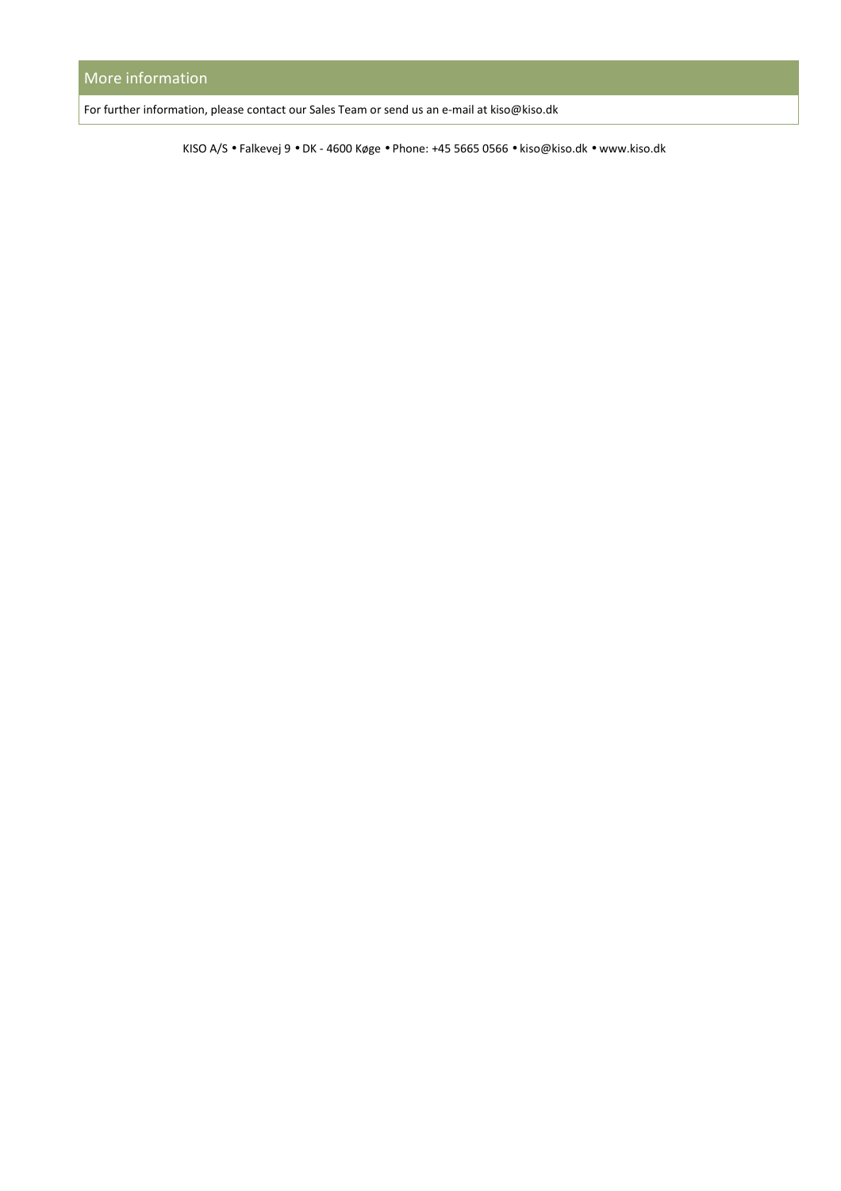## More information

For further information, please contact our Sales Team or send us an e-mail at kiso@kiso.dk

KISO A/S • Falkevej 9 • DK - 4600 Køge • Phone: +45 5665 0566 • kiso@kiso.dk • www.kiso.dk